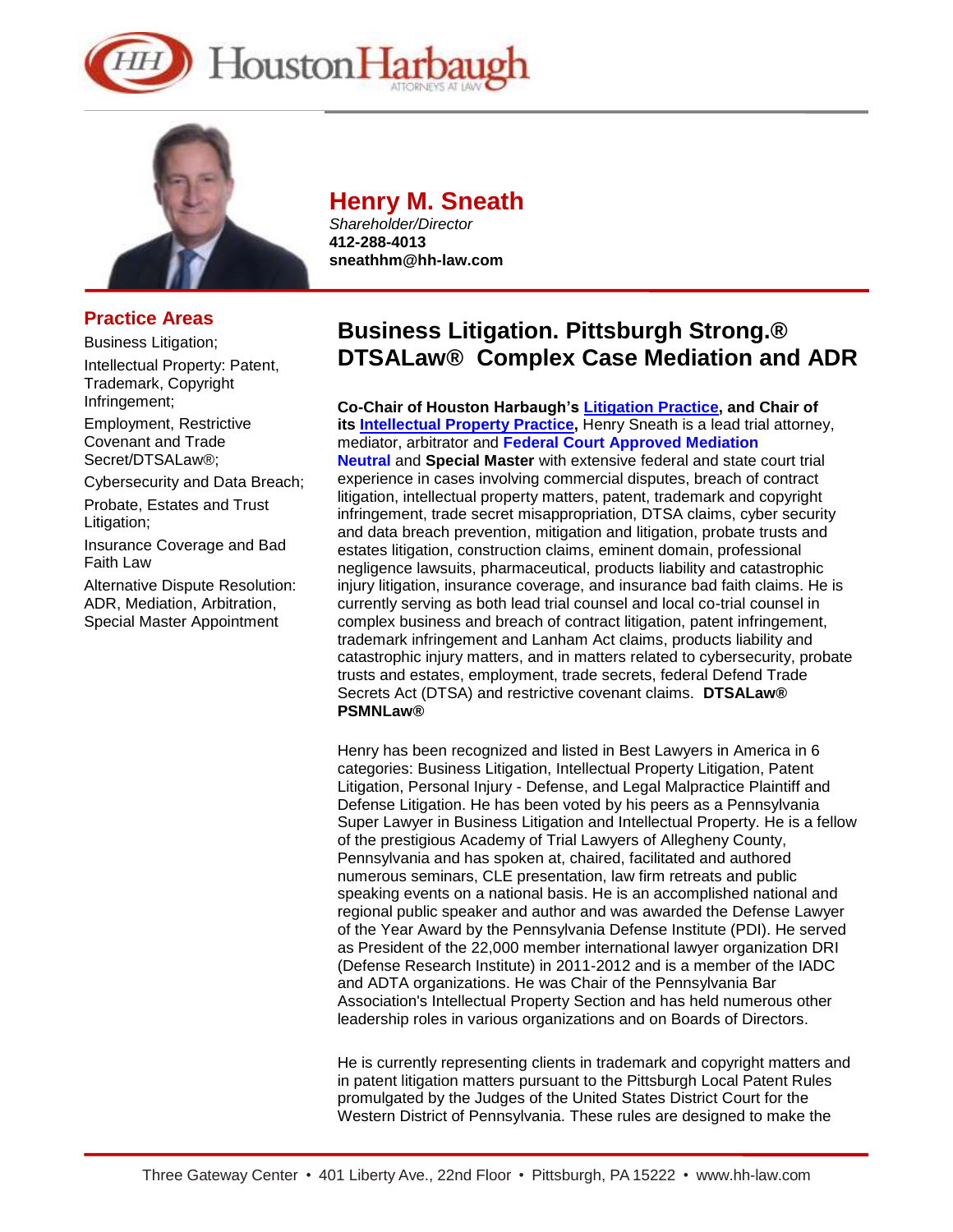# Henry M. Sneath

*Shareholder/Director*
**412-288-4013**
**sneathhm@hh-law.com**

## Practice Areas

- Business Litigation;
- Intellectual Property: Patent, Trademark, Copyright Infringement;
- Employment, Restrictive Covenant and Trade Secret/DTSALaw®;
- Cybersecurity and Data Breach;
- Probate, Estates and Trust Litigation;
- Insurance Coverage and Bad Faith Law
- Alternative Dispute Resolution: ADR, Mediation, Arbitration, Special Master Appointment

## Business Litigation. Pittsburgh Strong.® DTSALaw® Complex Case Mediation and ADR

**Co-Chair of Houston Harbaugh's Litigation Practice, and Chair of its Intellectual Property Practice,** Henry Sneath is a lead trial attorney, mediator, arbitrator and **Federal Court Approved Mediation Neutral** and **Special Master** with extensive federal and state court trial experience in cases involving commercial disputes, breach of contract litigation, intellectual property matters, patent, trademark and copyright infringement, trade secret misappropriation, DTSA claims, cyber security and data breach prevention, mitigation and litigation, probate trusts and estates litigation, construction claims, eminent domain, professional negligence lawsuits, pharmaceutical, products liability and catastrophic injury litigation, insurance coverage, and insurance bad faith claims. He is currently serving as both lead trial counsel and local co-trial counsel in complex business and breach of contract litigation, patent infringement, trademark infringement and Lanham Act claims, products liability and catastrophic injury matters, and in matters related to cybersecurity, probate trusts and estates, employment, trade secrets, federal Defend Trade Secrets Act (DTSA) and restrictive covenant claims. **DTSALaw® PSMNLaw®**

Henry has been recognized and listed in Best Lawyers in America in 6 categories: Business Litigation, Intellectual Property Litigation, Patent Litigation, Personal Injury - Defense, and Legal Malpractice Plaintiff and Defense Litigation. He has been voted by his peers as a Pennsylvania Super Lawyer in Business Litigation and Intellectual Property. He is a fellow of the prestigious Academy of Trial Lawyers of Allegheny County, Pennsylvania and has spoken at, chaired, facilitated and authored numerous seminars, CLE presentation, law firm retreats and public speaking events on a national basis. He is an accomplished national and regional public speaker and author and was awarded the Defense Lawyer of the Year Award by the Pennsylvania Defense Institute (PDI). He served as President of the 22,000 member international lawyer organization DRI (Defense Research Institute) in 2011-2012 and is a member of the IADC and ADTA organizations. He was Chair of the Pennsylvania Bar Association's Intellectual Property Section and has held numerous other leadership roles in various organizations and on Boards of Directors.

He is currently representing clients in trademark and copyright matters and in patent litigation matters pursuant to the Pittsburgh Local Patent Rules promulgated by the Judges of the United States District Court for the Western District of Pennsylvania. These rules are designed to make the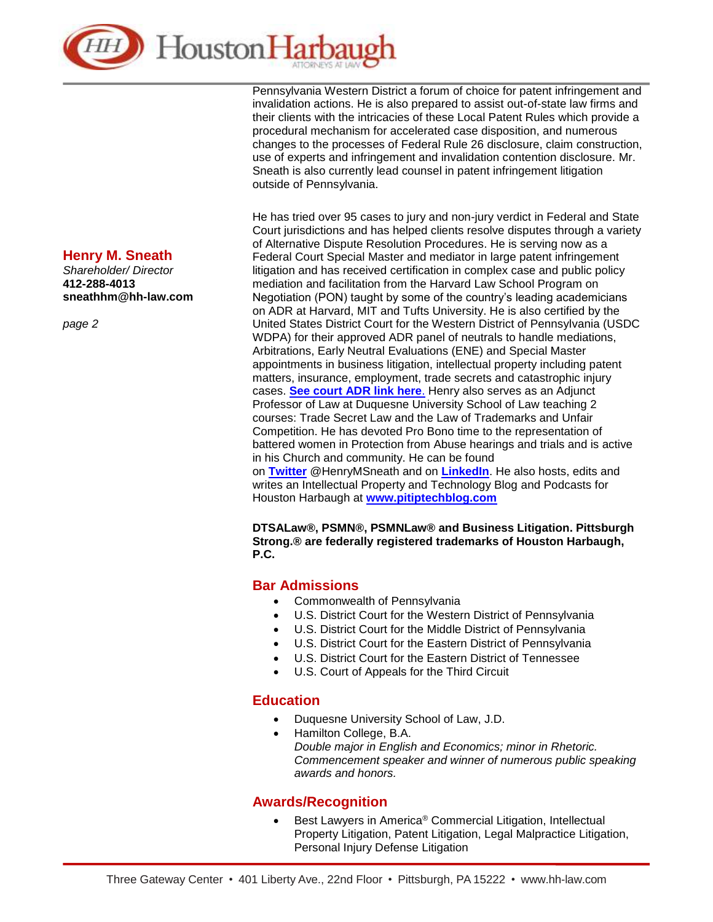**Henry M. Sneath**
*Shareholder/ Director*
**412-288-4013**
**sneathhm@hh-law.com**

Pennsylvania Western District a forum of choice for patent infringement and invalidation actions. He is also prepared to assist out-of-state law firms and their clients with the intricacies of these Local Patent Rules which provide a procedural mechanism for accelerated case disposition, and numerous changes to the processes of Federal Rule 26 disclosure, claim construction, use of experts and infringement and invalidation contention disclosure. Mr. Sneath is also currently lead counsel in patent infringement litigation outside of Pennsylvania.

He has tried over 95 cases to jury and non-jury verdict in Federal and State Court jurisdictions and has helped clients resolve disputes through a variety of Alternative Dispute Resolution Procedures. He is serving now as a Federal Court Special Master and mediator in large patent infringement litigation and has received certification in complex case and public policy mediation and facilitation from the Harvard Law School Program on Negotiation (PON) taught by some of the country's leading academicians on ADR at Harvard, MIT and Tufts University. He is also certified by the United States District Court for the Western District of Pennsylvania (USDC WDPA) for their approved ADR panel of neutrals to handle mediations, Arbitrations, Early Neutral Evaluations (ENE) and Special Master appointments in business litigation, intellectual property including patent matters, insurance, employment, trade secrets and catastrophic injury cases. **See court ADR link here**. Henry also serves as an Adjunct Professor of Law at Duquesne University School of Law teaching 2 courses: Trade Secret Law and the Law of Trademarks and Unfair Competition. He has devoted Pro Bono time to the representation of battered women in Protection from Abuse hearings and trials and is active in his Church and community. He can be found on **Twitter** @HenryMSneath and on **LinkedIn**. He also hosts, edits and writes an Intellectual Property and Technology Blog and Podcasts for Houston Harbaugh at **www.pitiptechblog.com**

**DTSALaw®, PSMN®, PSMNLaw® and Business Litigation. Pittsburgh Strong.® are federally registered trademarks of Houston Harbaugh, P.C.**

## Bar Admissions

- Commonwealth of Pennsylvania
- U.S. District Court for the Western District of Pennsylvania
- U.S. District Court for the Middle District of Pennsylvania
- U.S. District Court for the Eastern District of Pennsylvania
- U.S. District Court for the Eastern District of Tennessee
- U.S. Court of Appeals for the Third Circuit

## Education

- Duquesne University School of Law, J.D.
- Hamilton College, B.A.
  *Double major in English and Economics; minor in Rhetoric. Commencement speaker and winner of numerous public speaking awards and honors.*

## Awards/Recognition

- Best Lawyers in America® Commercial Litigation, Intellectual Property Litigation, Patent Litigation, Legal Malpractice Litigation, Personal Injury Defense Litigation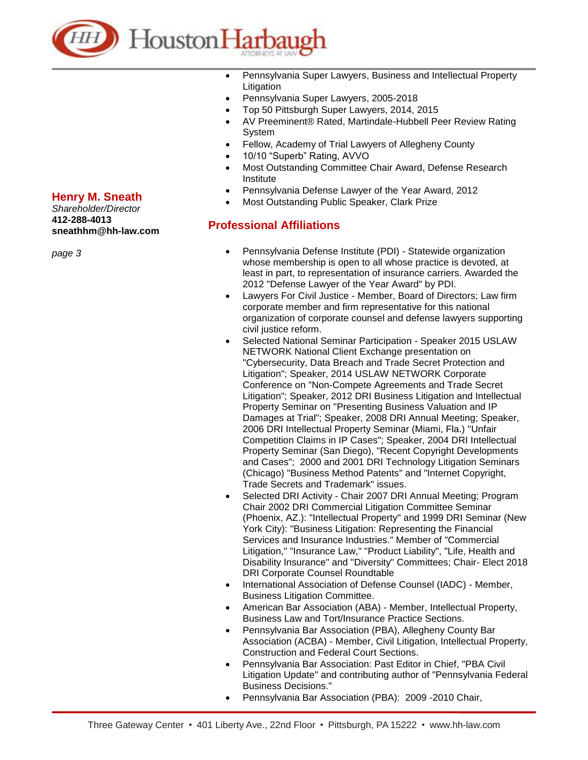**Henry M. Sneath**
*Shareholder/Director*
**412-288-4013**
**sneathhm@hh-law.com**

- Pennsylvania Super Lawyers, Business and Intellectual Property Litigation
- Pennsylvania Super Lawyers, 2005-2018
- Top 50 Pittsburgh Super Lawyers, 2014, 2015
- AV Preeminent® Rated, Martindale-Hubbell Peer Review Rating System
- Fellow, Academy of Trial Lawyers of Allegheny County
- 10/10 "Superb" Rating, AVVO
- Most Outstanding Committee Chair Award, Defense Research Institute
- Pennsylvania Defense Lawyer of the Year Award, 2012
- Most Outstanding Public Speaker, Clark Prize

## Professional Affiliations

- Pennsylvania Defense Institute (PDI) - Statewide organization whose membership is open to all whose practice is devoted, at least in part, to representation of insurance carriers. Awarded the 2012 "Defense Lawyer of the Year Award" by PDI.
- Lawyers For Civil Justice - Member, Board of Directors; Law firm corporate member and firm representative for this national organization of corporate counsel and defense lawyers supporting civil justice reform.
- Selected National Seminar Participation - Speaker 2015 USLAW NETWORK National Client Exchange presentation on "Cybersecurity, Data Breach and Trade Secret Protection and Litigation"; Speaker, 2014 USLAW NETWORK Corporate Conference on "Non-Compete Agreements and Trade Secret Litigation"; Speaker, 2012 DRI Business Litigation and Intellectual Property Seminar on "Presenting Business Valuation and IP Damages at Trial"; Speaker, 2008 DRI Annual Meeting; Speaker, 2006 DRI Intellectual Property Seminar (Miami, Fla.) "Unfair Competition Claims in IP Cases"; Speaker, 2004 DRI Intellectual Property Seminar (San Diego), "Recent Copyright Developments and Cases"; 2000 and 2001 DRI Technology Litigation Seminars (Chicago) "Business Method Patents" and "Internet Copyright, Trade Secrets and Trademark" issues.
- Selected DRI Activity - Chair 2007 DRI Annual Meeting; Program Chair 2002 DRI Commercial Litigation Committee Seminar (Phoenix, AZ.): "Intellectual Property" and 1999 DRI Seminar (New York City): "Business Litigation: Representing the Financial Services and Insurance Industries." Member of "Commercial Litigation," "Insurance Law," "Product Liability", "Life, Health and Disability Insurance" and "Diversity" Committees; Chair- Elect 2018 DRI Corporate Counsel Roundtable
- International Association of Defense Counsel (IADC) - Member, Business Litigation Committee.
- American Bar Association (ABA) - Member, Intellectual Property, Business Law and Tort/Insurance Practice Sections.
- Pennsylvania Bar Association (PBA), Allegheny County Bar Association (ACBA) - Member, Civil Litigation, Intellectual Property, Construction and Federal Court Sections.
- Pennsylvania Bar Association: Past Editor in Chief, "PBA Civil Litigation Update" and contributing author of "Pennsylvania Federal Business Decisions."
- Pennsylvania Bar Association (PBA): 2009 -2010 Chair,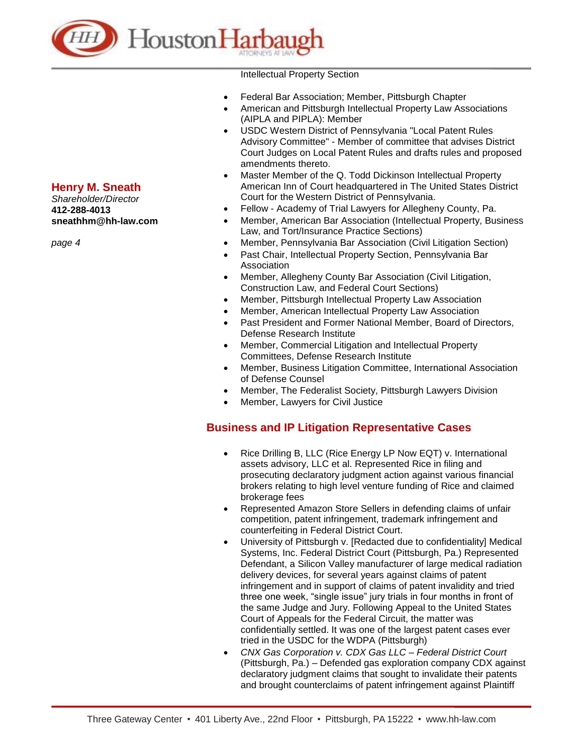Intellectual Property Section

- Federal Bar Association; Member, Pittsburgh Chapter
- American and Pittsburgh Intellectual Property Law Associations (AIPLA and PIPLA): Member
- USDC Western District of Pennsylvania "Local Patent Rules Advisory Committee" - Member of committee that advises District Court Judges on Local Patent Rules and drafts rules and proposed amendments thereto.
- Master Member of the Q. Todd Dickinson Intellectual Property American Inn of Court headquartered in The United States District Court for the Western District of Pennsylvania.
- Fellow - Academy of Trial Lawyers for Allegheny County, Pa.
- Member, American Bar Association (Intellectual Property, Business Law, and Tort/Insurance Practice Sections)
- Member, Pennsylvania Bar Association (Civil Litigation Section)
- Past Chair, Intellectual Property Section, Pennsylvania Bar Association
- Member, Allegheny County Bar Association (Civil Litigation, Construction Law, and Federal Court Sections)
- Member, Pittsburgh Intellectual Property Law Association
- Member, American Intellectual Property Law Association
- Past President and Former National Member, Board of Directors, Defense Research Institute
- Member, Commercial Litigation and Intellectual Property Committees, Defense Research Institute
- Member, Business Litigation Committee, International Association of Defense Counsel
- Member, The Federalist Society, Pittsburgh Lawyers Division
- Member, Lawyers for Civil Justice

## Business and IP Litigation Representative Cases

- Rice Drilling B, LLC (Rice Energy LP Now EQT) v. International assets advisory, LLC et al. Represented Rice in filing and prosecuting declaratory judgment action against various financial brokers relating to high level venture funding of Rice and claimed brokerage fees
- Represented Amazon Store Sellers in defending claims of unfair competition, patent infringement, trademark infringement and counterfeiting in Federal District Court.
- University of Pittsburgh v. [Redacted due to confidentiality] Medical Systems, Inc. Federal District Court (Pittsburgh, Pa.) Represented Defendant, a Silicon Valley manufacturer of large medical radiation delivery devices, for several years against claims of patent infringement and in support of claims of patent invalidity and tried three one week, “single issue” jury trials in four months in front of the same Judge and Jury. Following Appeal to the United States Court of Appeals for the Federal Circuit, the matter was confidentially settled. It was one of the largest patent cases ever tried in the USDC for the WDPA (Pittsburgh)
- *CNX Gas Corporation v. CDX Gas LLC – Federal District Court* (Pittsburgh, Pa.) – Defended gas exploration company CDX against declaratory judgment claims that sought to invalidate their patents and brought counterclaims of patent infringement against Plaintiff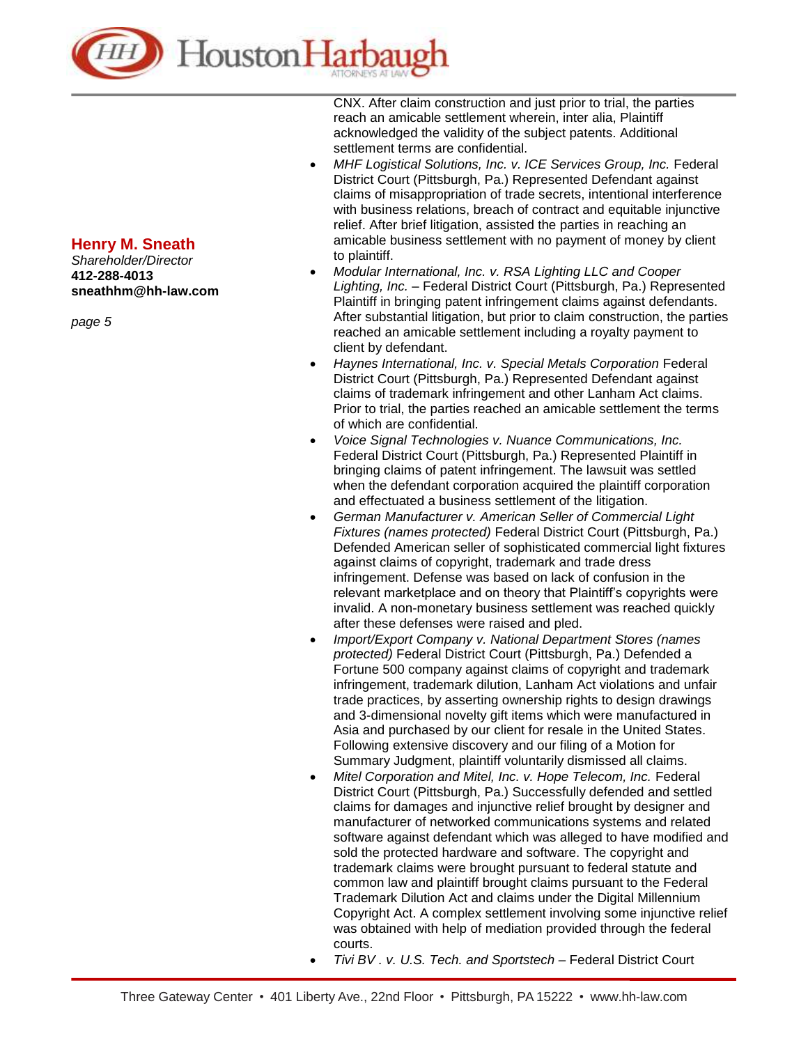CNX. After claim construction and just prior to trial, the parties reach an amicable settlement wherein, inter alia, Plaintiff acknowledged the validity of the subject patents. Additional settlement terms are confidential.

- *MHF Logistical Solutions, Inc. v. ICE Services Group, Inc.* Federal District Court (Pittsburgh, Pa.) Represented Defendant against claims of misappropriation of trade secrets, intentional interference with business relations, breach of contract and equitable injunctive relief. After brief litigation, assisted the parties in reaching an amicable business settlement with no payment of money by client to plaintiff.
- *Modular International, Inc. v. RSA Lighting LLC and Cooper Lighting, Inc.* – Federal District Court (Pittsburgh, Pa.) Represented Plaintiff in bringing patent infringement claims against defendants. After substantial litigation, but prior to claim construction, the parties reached an amicable settlement including a royalty payment to client by defendant.
- *Haynes International, Inc. v. Special Metals Corporation* Federal District Court (Pittsburgh, Pa.) Represented Defendant against claims of trademark infringement and other Lanham Act claims. Prior to trial, the parties reached an amicable settlement the terms of which are confidential.
- *Voice Signal Technologies v. Nuance Communications, Inc.* Federal District Court (Pittsburgh, Pa.) Represented Plaintiff in bringing claims of patent infringement. The lawsuit was settled when the defendant corporation acquired the plaintiff corporation and effectuated a business settlement of the litigation.
- *German Manufacturer v. American Seller of Commercial Light Fixtures (names protected)* Federal District Court (Pittsburgh, Pa.) Defended American seller of sophisticated commercial light fixtures against claims of copyright, trademark and trade dress infringement. Defense was based on lack of confusion in the relevant marketplace and on theory that Plaintiff's copyrights were invalid. A non-monetary business settlement was reached quickly after these defenses were raised and pled.
- *Import/Export Company v. National Department Stores (names protected)* Federal District Court (Pittsburgh, Pa.) Defended a Fortune 500 company against claims of copyright and trademark infringement, trademark dilution, Lanham Act violations and unfair trade practices, by asserting ownership rights to design drawings and 3-dimensional novelty gift items which were manufactured in Asia and purchased by our client for resale in the United States. Following extensive discovery and our filing of a Motion for Summary Judgment, plaintiff voluntarily dismissed all claims.
- *Mitel Corporation and Mitel, Inc. v. Hope Telecom, Inc.* Federal District Court (Pittsburgh, Pa.) Successfully defended and settled claims for damages and injunctive relief brought by designer and manufacturer of networked communications systems and related software against defendant which was alleged to have modified and sold the protected hardware and software. The copyright and trademark claims were brought pursuant to federal statute and common law and plaintiff brought claims pursuant to the Federal Trademark Dilution Act and claims under the Digital Millennium Copyright Act. A complex settlement involving some injunctive relief was obtained with help of mediation provided through the federal courts.
- *Tivi BV . v. U.S. Tech. and Sportstech* – Federal District Court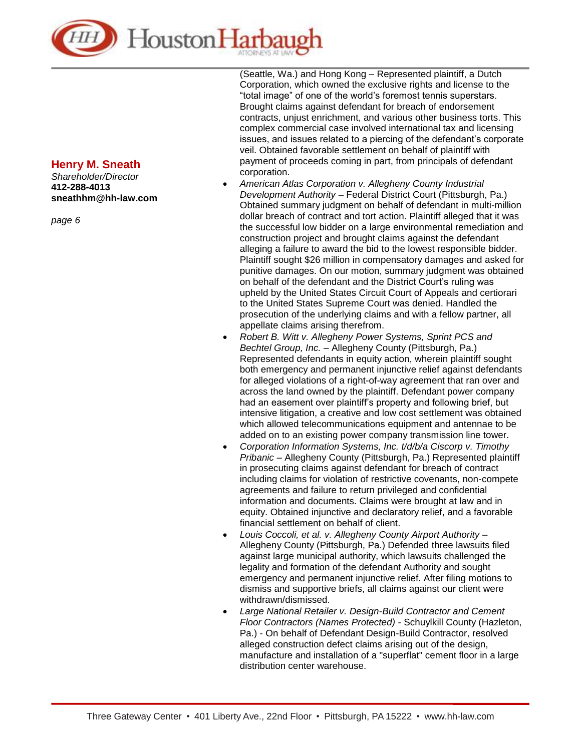(Seattle, Wa.) and Hong Kong – Represented plaintiff, a Dutch Corporation, which owned the exclusive rights and license to the "total image" of one of the world's foremost tennis superstars. Brought claims against defendant for breach of endorsement contracts, unjust enrichment, and various other business torts. This complex commercial case involved international tax and licensing issues, and issues related to a piercing of the defendant's corporate veil. Obtained favorable settlement on behalf of plaintiff with payment of proceeds coming in part, from principals of defendant corporation.

- *American Atlas Corporation v. Allegheny County Industrial Development Authority* – Federal District Court (Pittsburgh, Pa.) Obtained summary judgment on behalf of defendant in multi-million dollar breach of contract and tort action. Plaintiff alleged that it was the successful low bidder on a large environmental remediation and construction project and brought claims against the defendant alleging a failure to award the bid to the lowest responsible bidder. Plaintiff sought $26 million in compensatory damages and asked for punitive damages. On our motion, summary judgment was obtained on behalf of the defendant and the District Court's ruling was upheld by the United States Circuit Court of Appeals and certiorari to the United States Supreme Court was denied. Handled the prosecution of the underlying claims and with a fellow partner, all appellate claims arising therefrom.
- *Robert B. Witt v. Allegheny Power Systems, Sprint PCS and Bechtel Group, Inc.* – Allegheny County (Pittsburgh, Pa.) Represented defendants in equity action, wherein plaintiff sought both emergency and permanent injunctive relief against defendants for alleged violations of a right-of-way agreement that ran over and across the land owned by the plaintiff. Defendant power company had an easement over plaintiff's property and following brief, but intensive litigation, a creative and low cost settlement was obtained which allowed telecommunications equipment and antennae to be added on to an existing power company transmission line tower.
- *Corporation Information Systems, Inc. t/d/b/a Ciscorp v. Timothy Pribanic* – Allegheny County (Pittsburgh, Pa.) Represented plaintiff in prosecuting claims against defendant for breach of contract including claims for violation of restrictive covenants, non-compete agreements and failure to return privileged and confidential information and documents. Claims were brought at law and in equity. Obtained injunctive and declaratory relief, and a favorable financial settlement on behalf of client.
- *Louis Coccoli, et al. v. Allegheny County Airport Authority* – Allegheny County (Pittsburgh, Pa.) Defended three lawsuits filed against large municipal authority, which lawsuits challenged the legality and formation of the defendant Authority and sought emergency and permanent injunctive relief. After filing motions to dismiss and supportive briefs, all claims against our client were withdrawn/dismissed.
- *Large National Retailer v. Design-Build Contractor and Cement Floor Contractors (Names Protected)* - Schuylkill County (Hazleton, Pa.) - On behalf of Defendant Design-Build Contractor, resolved alleged construction defect claims arising out of the design, manufacture and installation of a "superflat" cement floor in a large distribution center warehouse.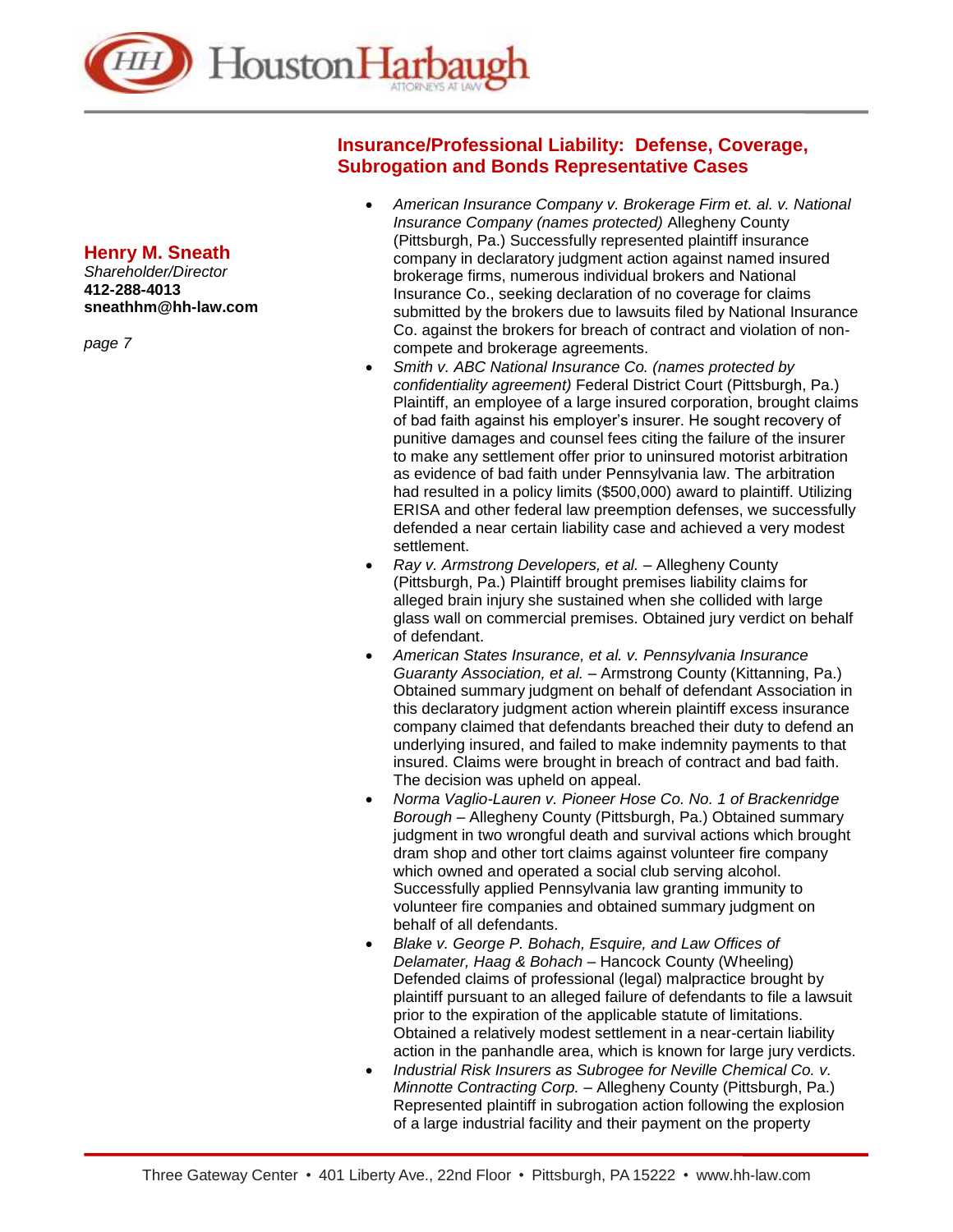**Henry M. Sneath**
*Shareholder/Director*
**412-288-4013**
**sneathhm@hh-law.com**

## Insurance/Professional Liability: Defense, Coverage, Subrogation and Bonds Representative Cases

- *American Insurance Company v. Brokerage Firm et. al. v. National Insurance Company (names protected)* Allegheny County (Pittsburgh, Pa.) Successfully represented plaintiff insurance company in declaratory judgment action against named insured brokerage firms, numerous individual brokers and National Insurance Co., seeking declaration of no coverage for claims submitted by the brokers due to lawsuits filed by National Insurance Co. against the brokers for breach of contract and violation of non-compete and brokerage agreements.
- *Smith v. ABC National Insurance Co. (names protected by confidentiality agreement)* Federal District Court (Pittsburgh, Pa.) Plaintiff, an employee of a large insured corporation, brought claims of bad faith against his employer's insurer. He sought recovery of punitive damages and counsel fees citing the failure of the insurer to make any settlement offer prior to uninsured motorist arbitration as evidence of bad faith under Pennsylvania law. The arbitration had resulted in a policy limits ($500,000) award to plaintiff. Utilizing ERISA and other federal law preemption defenses, we successfully defended a near certain liability case and achieved a very modest settlement.
- *Ray v. Armstrong Developers, et al.* – Allegheny County (Pittsburgh, Pa.) Plaintiff brought premises liability claims for alleged brain injury she sustained when she collided with large glass wall on commercial premises. Obtained jury verdict on behalf of defendant.
- *American States Insurance, et al. v. Pennsylvania Insurance Guaranty Association, et al.* – Armstrong County (Kittanning, Pa.) Obtained summary judgment on behalf of defendant Association in this declaratory judgment action wherein plaintiff excess insurance company claimed that defendants breached their duty to defend an underlying insured, and failed to make indemnity payments to that insured. Claims were brought in breach of contract and bad faith. The decision was upheld on appeal.
- *Norma Vaglio-Lauren v. Pioneer Hose Co. No. 1 of Brackenridge Borough* – Allegheny County (Pittsburgh, Pa.) Obtained summary judgment in two wrongful death and survival actions which brought dram shop and other tort claims against volunteer fire company which owned and operated a social club serving alcohol. Successfully applied Pennsylvania law granting immunity to volunteer fire companies and obtained summary judgment on behalf of all defendants.
- *Blake v. George P. Bohach, Esquire, and Law Offices of Delamater, Haag & Bohach* – Hancock County (Wheeling) Defended claims of professional (legal) malpractice brought by plaintiff pursuant to an alleged failure of defendants to file a lawsuit prior to the expiration of the applicable statute of limitations. Obtained a relatively modest settlement in a near-certain liability action in the panhandle area, which is known for large jury verdicts.
- *Industrial Risk Insurers as Subrogee for Neville Chemical Co. v. Minnotte Contracting Corp.* – Allegheny County (Pittsburgh, Pa.) Represented plaintiff in subrogation action following the explosion of a large industrial facility and their payment on the property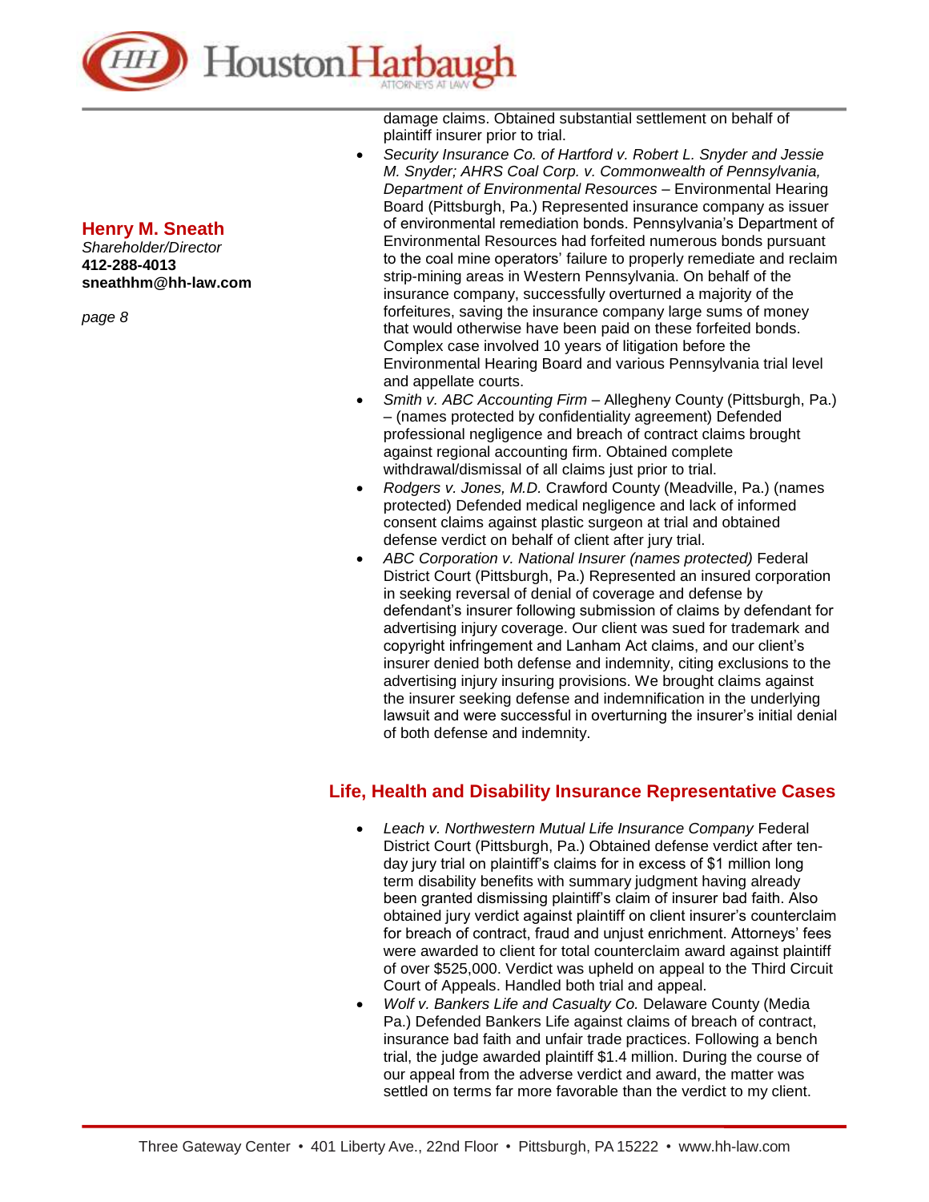damage claims. Obtained substantial settlement on behalf of plaintiff insurer prior to trial.

- *Security Insurance Co. of Hartford v. Robert L. Snyder and Jessie M. Snyder; AHRS Coal Corp. v. Commonwealth of Pennsylvania, Department of Environmental Resources* – Environmental Hearing Board (Pittsburgh, Pa.) Represented insurance company as issuer of environmental remediation bonds. Pennsylvania's Department of Environmental Resources had forfeited numerous bonds pursuant to the coal mine operators' failure to properly remediate and reclaim strip-mining areas in Western Pennsylvania. On behalf of the insurance company, successfully overturned a majority of the forfeitures, saving the insurance company large sums of money that would otherwise have been paid on these forfeited bonds. Complex case involved 10 years of litigation before the Environmental Hearing Board and various Pennsylvania trial level and appellate courts.
- *Smith v. ABC Accounting Firm* – Allegheny County (Pittsburgh, Pa.) – (names protected by confidentiality agreement) Defended professional negligence and breach of contract claims brought against regional accounting firm. Obtained complete withdrawal/dismissal of all claims just prior to trial.
- *Rodgers v. Jones, M.D.* Crawford County (Meadville, Pa.) (names protected) Defended medical negligence and lack of informed consent claims against plastic surgeon at trial and obtained defense verdict on behalf of client after jury trial.
- *ABC Corporation v. National Insurer (names protected)* Federal District Court (Pittsburgh, Pa.) Represented an insured corporation in seeking reversal of denial of coverage and defense by defendant's insurer following submission of claims by defendant for advertising injury coverage. Our client was sued for trademark and copyright infringement and Lanham Act claims, and our client's insurer denied both defense and indemnity, citing exclusions to the advertising injury insuring provisions. We brought claims against the insurer seeking defense and indemnification in the underlying lawsuit and were successful in overturning the insurer's initial denial of both defense and indemnity.

## Life, Health and Disability Insurance Representative Cases

- *Leach v. Northwestern Mutual Life Insurance Company* Federal District Court (Pittsburgh, Pa.) Obtained defense verdict after ten-day jury trial on plaintiff's claims for in excess of $1 million long term disability benefits with summary judgment having already been granted dismissing plaintiff's claim of insurer bad faith. Also obtained jury verdict against plaintiff on client insurer's counterclaim for breach of contract, fraud and unjust enrichment. Attorneys' fees were awarded to client for total counterclaim award against plaintiff of over $525,000. Verdict was upheld on appeal to the Third Circuit Court of Appeals. Handled both trial and appeal.
- *Wolf v. Bankers Life and Casualty Co.* Delaware County (Media Pa.) Defended Bankers Life against claims of breach of contract, insurance bad faith and unfair trade practices. Following a bench trial, the judge awarded plaintiff $1.4 million. During the course of our appeal from the adverse verdict and award, the matter was settled on terms far more favorable than the verdict to my client.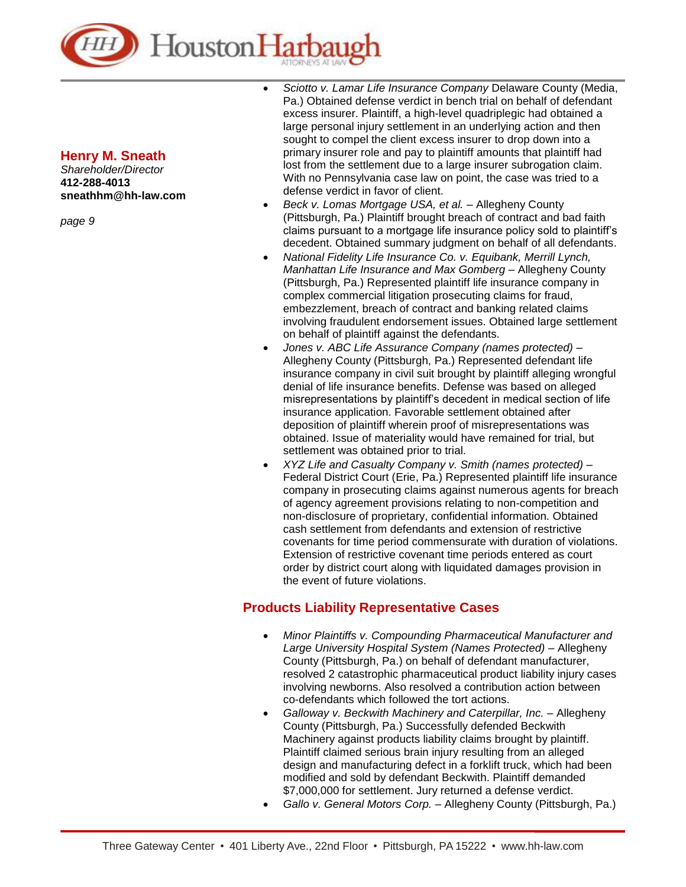- *Sciotto v. Lamar Life Insurance Company* Delaware County (Media, Pa.) Obtained defense verdict in bench trial on behalf of defendant excess insurer. Plaintiff, a high-level quadriplegic had obtained a large personal injury settlement in an underlying action and then sought to compel the client excess insurer to drop down into a primary insurer role and pay to plaintiff amounts that plaintiff had lost from the settlement due to a large insurer subrogation claim. With no Pennsylvania case law on point, the case was tried to a defense verdict in favor of client.
- *Beck v. Lomas Mortgage USA, et al.* – Allegheny County (Pittsburgh, Pa.) Plaintiff brought breach of contract and bad faith claims pursuant to a mortgage life insurance policy sold to plaintiff's decedent. Obtained summary judgment on behalf of all defendants.
- *National Fidelity Life Insurance Co. v. Equibank, Merrill Lynch, Manhattan Life Insurance and Max Gomberg* – Allegheny County (Pittsburgh, Pa.) Represented plaintiff life insurance company in complex commercial litigation prosecuting claims for fraud, embezzlement, breach of contract and banking related claims involving fraudulent endorsement issues. Obtained large settlement on behalf of plaintiff against the defendants.
- *Jones v. ABC Life Assurance Company (names protected)* – Allegheny County (Pittsburgh, Pa.) Represented defendant life insurance company in civil suit brought by plaintiff alleging wrongful denial of life insurance benefits. Defense was based on alleged misrepresentations by plaintiff's decedent in medical section of life insurance application. Favorable settlement obtained after deposition of plaintiff wherein proof of misrepresentations was obtained. Issue of materiality would have remained for trial, but settlement was obtained prior to trial.
- *XYZ Life and Casualty Company v. Smith (names protected)* – Federal District Court (Erie, Pa.) Represented plaintiff life insurance company in prosecuting claims against numerous agents for breach of agency agreement provisions relating to non-competition and non-disclosure of proprietary, confidential information. Obtained cash settlement from defendants and extension of restrictive covenants for time period commensurate with duration of violations. Extension of restrictive covenant time periods entered as court order by district court along with liquidated damages provision in the event of future violations.

## Products Liability Representative Cases

- *Minor Plaintiffs v. Compounding Pharmaceutical Manufacturer and Large University Hospital System (Names Protected)* – Allegheny County (Pittsburgh, Pa.) on behalf of defendant manufacturer, resolved 2 catastrophic pharmaceutical product liability injury cases involving newborns. Also resolved a contribution action between co-defendants which followed the tort actions.
- *Galloway v. Beckwith Machinery and Caterpillar, Inc.* – Allegheny County (Pittsburgh, Pa.) Successfully defended Beckwith Machinery against products liability claims brought by plaintiff. Plaintiff claimed serious brain injury resulting from an alleged design and manufacturing defect in a forklift truck, which had been modified and sold by defendant Beckwith. Plaintiff demanded $7,000,000 for settlement. Jury returned a defense verdict.
- *Gallo v. General Motors Corp.* – Allegheny County (Pittsburgh, Pa.)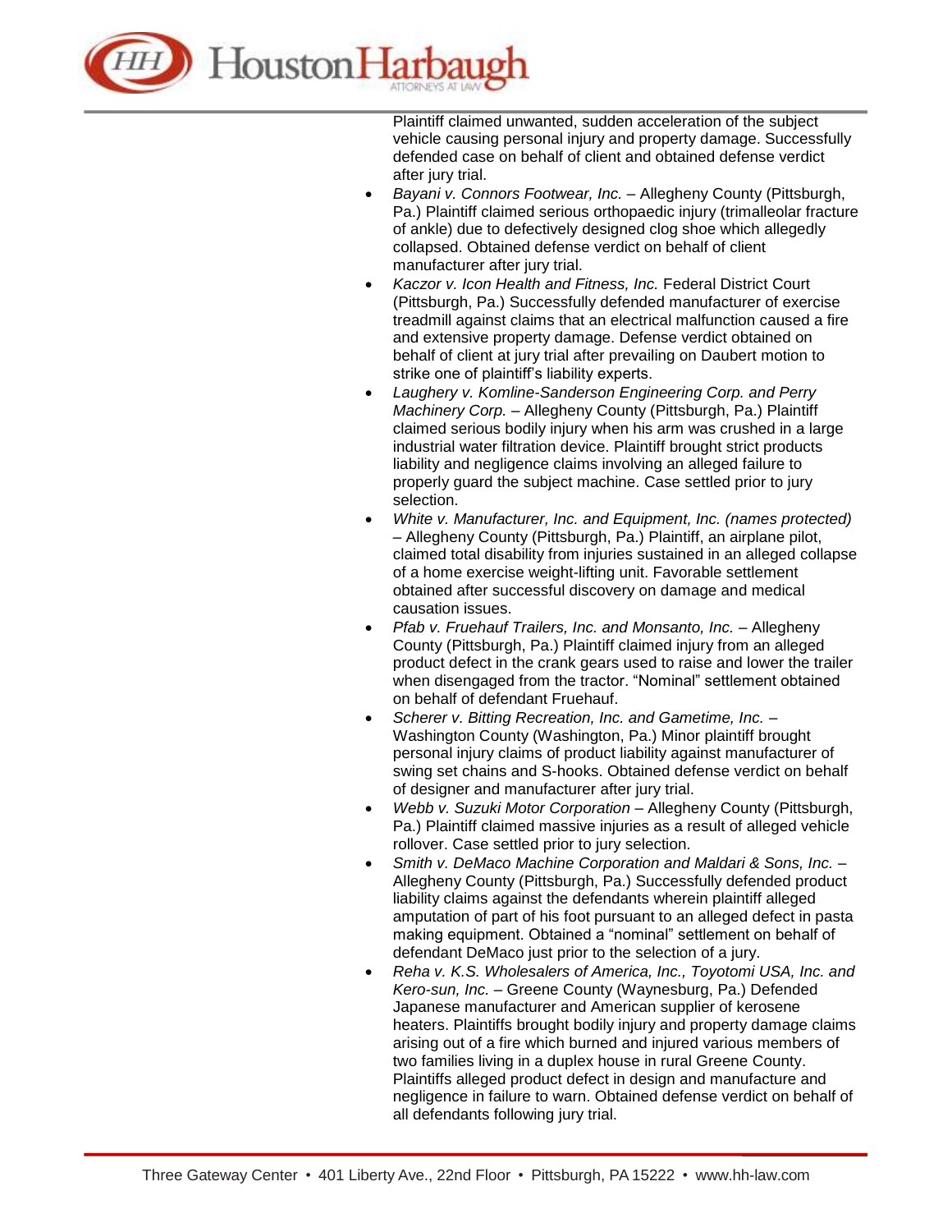Plaintiff claimed unwanted, sudden acceleration of the subject vehicle causing personal injury and property damage. Successfully defended case on behalf of client and obtained defense verdict after jury trial.

- *Bayani v. Connors Footwear, Inc.* – Allegheny County (Pittsburgh, Pa.) Plaintiff claimed serious orthopaedic injury (trimalleolar fracture of ankle) due to defectively designed clog shoe which allegedly collapsed. Obtained defense verdict on behalf of client manufacturer after jury trial.
- *Kaczor v. Icon Health and Fitness, Inc.* Federal District Court (Pittsburgh, Pa.) Successfully defended manufacturer of exercise treadmill against claims that an electrical malfunction caused a fire and extensive property damage. Defense verdict obtained on behalf of client at jury trial after prevailing on Daubert motion to strike one of plaintiff's liability experts.
- *Laughery v. Komline-Sanderson Engineering Corp. and Perry Machinery Corp.* – Allegheny County (Pittsburgh, Pa.) Plaintiff claimed serious bodily injury when his arm was crushed in a large industrial water filtration device. Plaintiff brought strict products liability and negligence claims involving an alleged failure to properly guard the subject machine. Case settled prior to jury selection.
- *White v. Manufacturer, Inc. and Equipment, Inc. (names protected)* – Allegheny County (Pittsburgh, Pa.) Plaintiff, an airplane pilot, claimed total disability from injuries sustained in an alleged collapse of a home exercise weight-lifting unit. Favorable settlement obtained after successful discovery on damage and medical causation issues.
- *Pfab v. Fruehauf Trailers, Inc. and Monsanto, Inc.* – Allegheny County (Pittsburgh, Pa.) Plaintiff claimed injury from an alleged product defect in the crank gears used to raise and lower the trailer when disengaged from the tractor. "Nominal" settlement obtained on behalf of defendant Fruehauf.
- *Scherer v. Bitting Recreation, Inc. and Gametime, Inc.* – Washington County (Washington, Pa.) Minor plaintiff brought personal injury claims of product liability against manufacturer of swing set chains and S-hooks. Obtained defense verdict on behalf of designer and manufacturer after jury trial.
- *Webb v. Suzuki Motor Corporation* – Allegheny County (Pittsburgh, Pa.) Plaintiff claimed massive injuries as a result of alleged vehicle rollover. Case settled prior to jury selection.
- *Smith v. DeMaco Machine Corporation and Maldari & Sons, Inc.* – Allegheny County (Pittsburgh, Pa.) Successfully defended product liability claims against the defendants wherein plaintiff alleged amputation of part of his foot pursuant to an alleged defect in pasta making equipment. Obtained a "nominal" settlement on behalf of defendant DeMaco just prior to the selection of a jury.
- *Reha v. K.S. Wholesalers of America, Inc., Toyotomi USA, Inc. and Kero-sun, Inc.* – Greene County (Waynesburg, Pa.) Defended Japanese manufacturer and American supplier of kerosene heaters. Plaintiffs brought bodily injury and property damage claims arising out of a fire which burned and injured various members of two families living in a duplex house in rural Greene County. Plaintiffs alleged product defect in design and manufacture and negligence in failure to warn. Obtained defense verdict on behalf of all defendants following jury trial.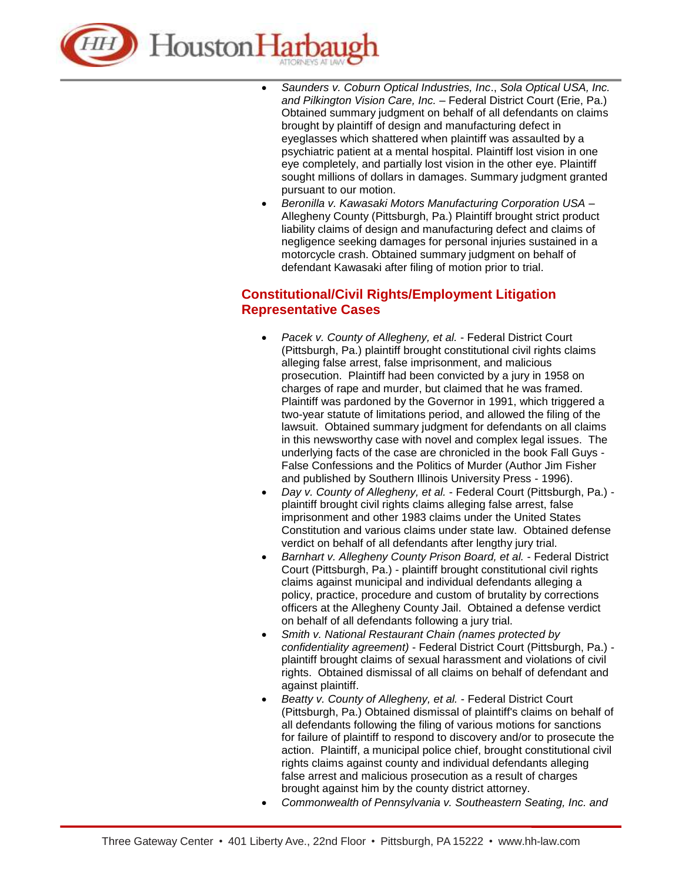- *Saunders v. Coburn Optical Industries, Inc*., *Sola Optical USA, Inc. and Pilkington Vision Care, Inc.* – Federal District Court (Erie, Pa.) Obtained summary judgment on behalf of all defendants on claims brought by plaintiff of design and manufacturing defect in eyeglasses which shattered when plaintiff was assaulted by a psychiatric patient at a mental hospital. Plaintiff lost vision in one eye completely, and partially lost vision in the other eye. Plaintiff sought millions of dollars in damages. Summary judgment granted pursuant to our motion.
- *Beronilla v. Kawasaki Motors Manufacturing Corporation USA* – Allegheny County (Pittsburgh, Pa.) Plaintiff brought strict product liability claims of design and manufacturing defect and claims of negligence seeking damages for personal injuries sustained in a motorcycle crash. Obtained summary judgment on behalf of defendant Kawasaki after filing of motion prior to trial.

## Constitutional/Civil Rights/Employment Litigation Representative Cases

- *Pacek v. County of Allegheny, et al.* - Federal District Court (Pittsburgh, Pa.) plaintiff brought constitutional civil rights claims alleging false arrest, false imprisonment, and malicious prosecution. Plaintiff had been convicted by a jury in 1958 on charges of rape and murder, but claimed that he was framed. Plaintiff was pardoned by the Governor in 1991, which triggered a two-year statute of limitations period, and allowed the filing of the lawsuit. Obtained summary judgment for defendants on all claims in this newsworthy case with novel and complex legal issues. The underlying facts of the case are chronicled in the book Fall Guys - False Confessions and the Politics of Murder (Author Jim Fisher and published by Southern Illinois University Press - 1996).
- *Day v. County of Allegheny, et al.* - Federal Court (Pittsburgh, Pa.) - plaintiff brought civil rights claims alleging false arrest, false imprisonment and other 1983 claims under the United States Constitution and various claims under state law. Obtained defense verdict on behalf of all defendants after lengthy jury trial.
- *Barnhart v. Allegheny County Prison Board, et al.* - Federal District Court (Pittsburgh, Pa.) - plaintiff brought constitutional civil rights claims against municipal and individual defendants alleging a policy, practice, procedure and custom of brutality by corrections officers at the Allegheny County Jail. Obtained a defense verdict on behalf of all defendants following a jury trial.
- *Smith v. National Restaurant Chain (names protected by confidentiality agreement)* - Federal District Court (Pittsburgh, Pa.) - plaintiff brought claims of sexual harassment and violations of civil rights. Obtained dismissal of all claims on behalf of defendant and against plaintiff.
- *Beatty v. County of Allegheny, et al.* - Federal District Court (Pittsburgh, Pa.) Obtained dismissal of plaintiff's claims on behalf of all defendants following the filing of various motions for sanctions for failure of plaintiff to respond to discovery and/or to prosecute the action. Plaintiff, a municipal police chief, brought constitutional civil rights claims against county and individual defendants alleging false arrest and malicious prosecution as a result of charges brought against him by the county district attorney.
- *Commonwealth of Pennsylvania v. Southeastern Seating, Inc. and*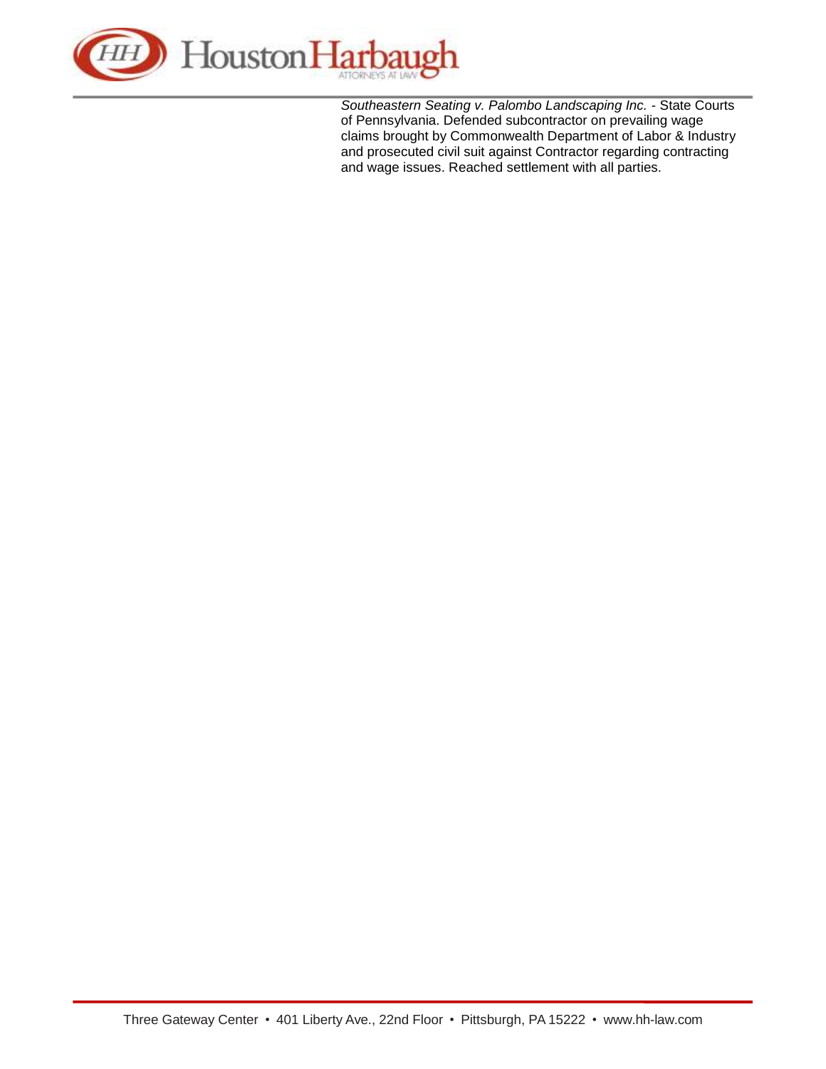*Southeastern Seating v. Palombo Landscaping Inc.* - State Courts of Pennsylvania. Defended subcontractor on prevailing wage claims brought by Commonwealth Department of Labor & Industry and prosecuted civil suit against Contractor regarding contracting and wage issues. Reached settlement with all parties.